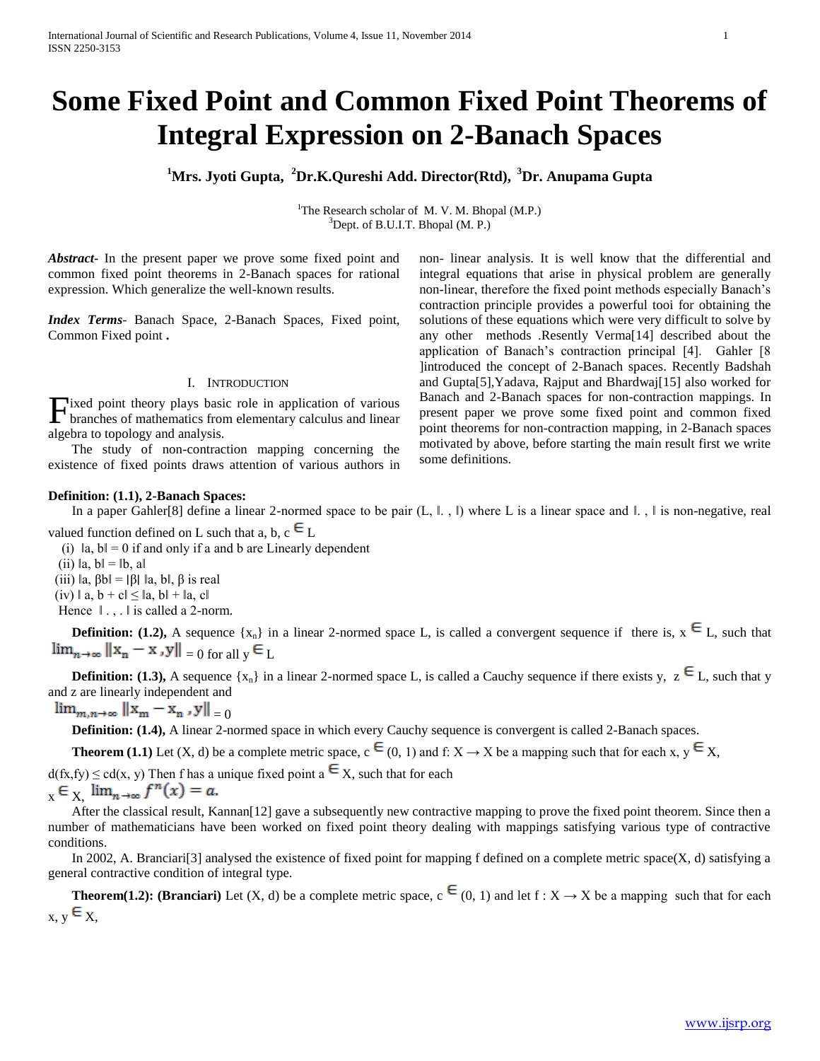# Some Fixed Point and Common Fixed Point Theorems of Integral Expression on 2-Banach Spaces

**[1]Mrs. Jyoti Gupta, [2]Dr.K.Qureshi Add. Director(Rtd), [3]Dr. Anupama Gupta**

[1]The Research scholar of M. V. M. Bhopal (M.P.)
[3]Dept. of B.U.I.T. Bhopal (M. P.)

***Abstract***- In the present paper we prove some fixed point and common fixed point theorems in 2-Banach spaces for rational expression. Which generalize the well-known results.

***Index Terms***- Banach Space, 2-Banach Spaces, Fixed point, Common Fixed point **.**

## I. Introduction

Fixed point theory plays basic role in application of various branches of mathematics from elementary calculus and linear algebra to topology and analysis.

The study of non-contraction mapping concerning the existence of fixed points draws attention of various authors in non- linear analysis. It is well know that the differential and integral equations that arise in physical problem are generally non-linear, therefore the fixed point methods especially Banach's contraction principle provides a powerful tooi for obtaining the solutions of these equations which were very difficult to solve by any other methods .Resently Verma[14] described about the application of Banach's contraction principal [4]. Gahler [8 ]introduced the concept of 2-Banach spaces. Recently Badshah and Gupta[5],Yadava, Rajput and Bhardwaj[15] also worked for Banach and 2-Banach spaces for non-contraction mappings. In present paper we prove some fixed point and common fixed point theorems for non-contraction mapping, in 2-Banach spaces motivated by above, before starting the main result first we write some definitions.

**Definition: (1.1), 2-Banach Spaces:**

In a paper Gahler[8] define a linear 2-normed space to be pair $(L, \|.,\|)$ where L is a linear space and $\|.,\|$ is non-negative, real valued function defined on L such that a, b, c $\in$ L

(i) $\|a, b\| = 0$ if and only if a and b are Linearly dependent

(ii) $\|a, b\| = \|b, a\|$

(iii) $\|a, \beta b\| = |\beta|\, \|a, b\|$, $\beta$ is real

(iv) $\|a, b + c\| \leq \|a, b\| + \|a, c\|$

Hence $\|.,.\|$ is called a 2-norm.

**Definition: (1.2),** A sequence $\{x_n\}$ in a linear 2-normed space L, is called a convergent sequence if there is, $x \in L$, such that $\lim_{n\to\infty} \|x_n - x, y\| = 0$ for all $y \in L$

**Definition: (1.3),** A sequence $\{x_n\}$ in a linear 2-normed space L, is called a Cauchy sequence if there exists y, $z \in L$, such that y and z are linearly independent and

$\lim_{m,n\to\infty} \|x_m - x_n, y\| = 0$

**Definition: (1.4),** A linear 2-normed space in which every Cauchy sequence is convergent is called 2-Banach spaces.

**Theorem (1.1)** Let (X, d) be a complete metric space, $c \in (0, 1)$ and f: X → X be a mapping such that for each x, $y \in X$,

$d(fx,fy) \leq c d(x, y)$ Then f has a unique fixed point $a \in X$, such that for each

$x \in X$, $\lim_{n\to\infty} f^n(x) = a.$

After the classical result, Kannan[12] gave a subsequently new contractive mapping to prove the fixed point theorem. Since then a number of mathematicians have been worked on fixed point theory dealing with mappings satisfying various type of contractive conditions.

In 2002, A. Branciari[3] analysed the existence of fixed point for mapping f defined on a complete metric space(X, d) satisfying a general contractive condition of integral type.

**Theorem(1.2): (Branciari)** Let (X, d) be a complete metric space, $c \in (0, 1)$ and let f : X → X be a mapping such that for each x, $y \in X$,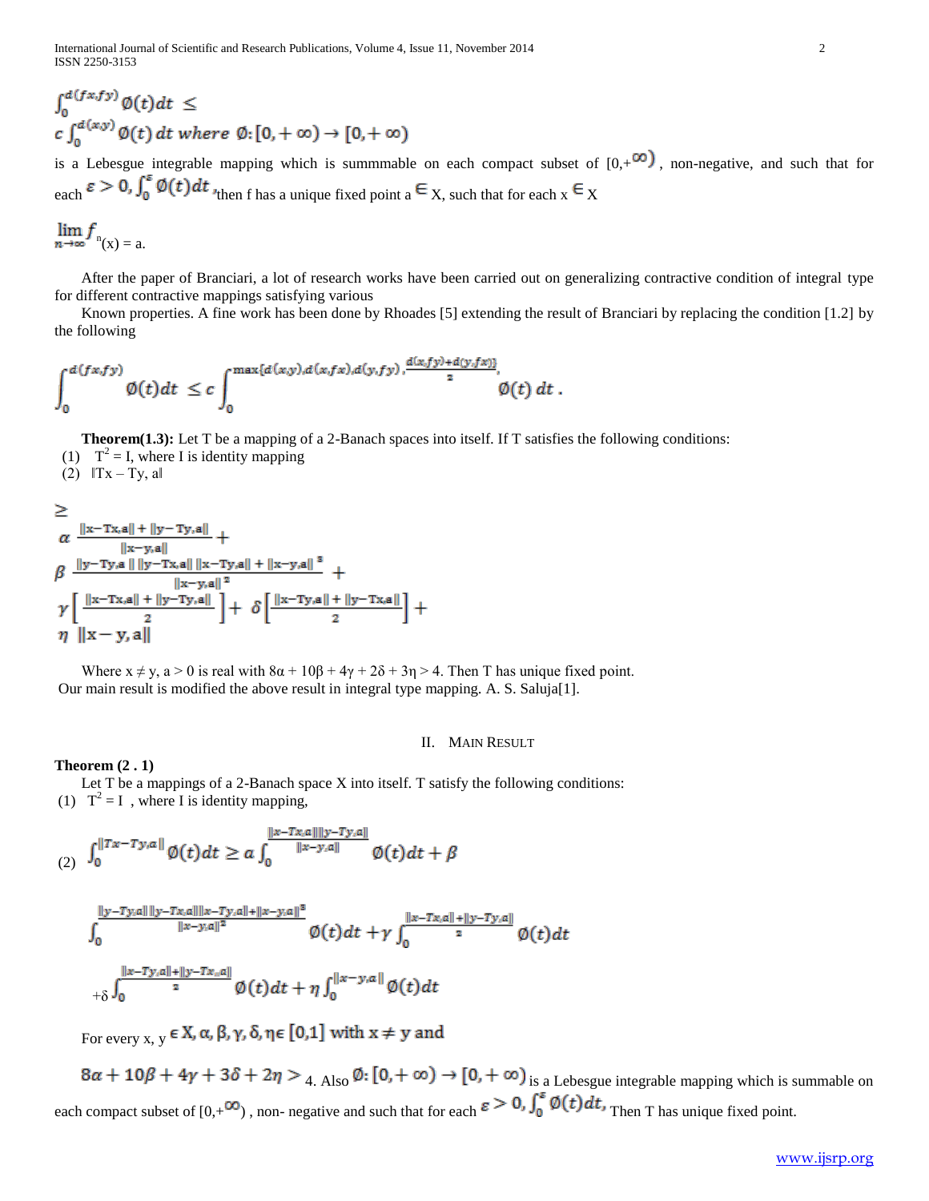$$\int_0^{d(fx,fy)} \phi(t)dt \le c\int_0^{d(x,y)} \phi(t)\,dt \text{ where } \phi:[0,+\infty)\to[0,+\infty)$$

is a Lebesgue integrable mapping which is summmable on each compact subset of $[0,+\infty)$, non-negative, and such that for each $\varepsilon > 0, \int_0^{\varepsilon} \phi(t)dt$, then f has a unique fixed point a $\in$ X, such that for each x $\in$ X

$\lim_{n\to\infty} f^{n}(x) = a$.

After the paper of Branciari, a lot of research works have been carried out on generalizing contractive condition of integral type for different contractive mappings satisfying various

Known properties. A fine work has been done by Rhoades [5] extending the result of Branciari by replacing the condition [1.2] by the following

$$\int_0^{d(fx,fy)} \phi(t)dt \le c\int_0^{\max\{d(x,y),d(x,fx),d(y,fy),\frac{d(x,fy)+d(y,fx)}{2}\}} \phi(t)\,dt\,.$$

**Theorem(1.3):** Let T be a mapping of a 2-Banach spaces into itself. If T satisfies the following conditions:

(1) $T^2 = I$, where I is identity mapping

(2) $\|Tx - Ty, a\|$

$$\ge \alpha\,\frac{\|x-Tx,a\| + \|y-Ty,a\|}{\|x-y,a\|} + \beta\,\frac{\|y-Ty,a\|\,\|y-Tx,a\|\,\|x-Ty,a\| + \|x-y,a\|^3}{\|x-y,a\|^2} + \gamma\left[\frac{\|x-Tx,a\| + \|y-Ty,a\|}{2}\right] + \delta\left[\frac{\|x-Ty,a\| + \|y-Tx,a\|}{2}\right] + \eta\,\|x-y,a\|$$

Where $x \neq y$, $a > 0$ is real with $8\alpha + 10\beta + 4\gamma + 2\delta + 3\eta > 4$. Then T has unique fixed point.

Our main result is modified the above result in integral type mapping. A. S. Saluja[1].

## II. Main Result

**Theorem (2 . 1)**

Let T be a mappings of a 2-Banach space X into itself. T satisfy the following conditions:

(1) $T^2 = I$ , where I is identity mapping,

(2)
$$\int_0^{\|Tx-Ty,a\|} \phi(t)dt \ge \alpha\int_0^{\frac{\|x-Tx,a\|\|y-Ty,a\|}{\|x-y,a\|}} \phi(t)dt + \beta\int_0^{\frac{\|y-Ty,a\|\,\|y-Tx,a\|\|x-Ty,a\|+\|x-y,a\|^3}{\|x-y,a\|^2}} \phi(t)dt + \gamma\int_0^{\frac{\|x-Tx,a\|+\|y-Ty,a\|}{2}} \phi(t)dt + \delta\int_0^{\frac{\|x-Ty,a\|+\|y-Tx,a\|}{2}} \phi(t)dt + \eta\int_0^{\|x-y,a\|} \phi(t)dt$$

For every x, y $\in X$, $\alpha, \beta, \gamma, \delta, \eta \in [0,1]$ with $x \neq y$ and

$8\alpha + 10\beta + 4\gamma + 3\delta + 2\eta > 4$. Also $\phi:[0,+\infty)\to[0,+\infty)$ is a Lebesgue integrable mapping which is summable on each compact subset of $[0,+\infty)$, non- negative and such that for each $\varepsilon > 0, \int_0^{\varepsilon} \phi(t)dt$, Then T has unique fixed point.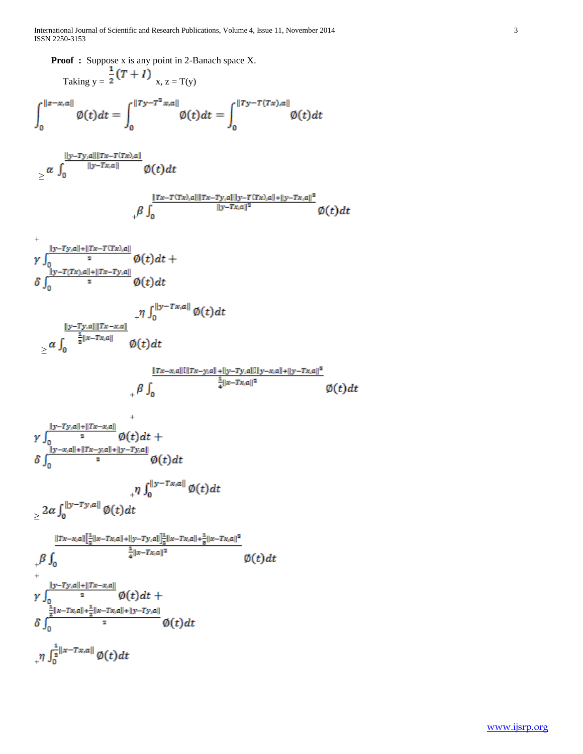**Proof :** Suppose x is any point in 2-Banach space X.

Taking $y = \frac{1}{2}(T+I)$ x, z = T(y)

$$\int_0^{\|z-x,a\|} \phi(t)dt = \int_0^{\|Ty-T^2x,a\|} \phi(t)dt = \int_0^{\|Ty-T(Tx),a\|} \phi(t)dt$$

$$\geq \alpha \int_0^{\frac{\|y-Ty,a\|\|Tx-T(Tx),a\|}{\|y-Tx,a\|}} \phi(t)dt$$

$$+ \beta \int_0^{\frac{\|Tx-T(Tx),a\|\|Tx-Ty,a\|\|y-T(Tx),a\|+\|y-Tx,a\|^3}{\|y-Tx,a\|^2}} \phi(t)dt$$

$$+ \gamma \int_0^{\frac{\|y-Ty,a\|+\|Tx-T(Tx),a\|}{2}} \phi(t)dt + \delta \int_0^{\frac{\|y-T(Tx),a\|+\|Tx-Ty,a\|}{2}} \phi(t)dt$$

$$+ \eta \int_0^{\|y-Tx,a\|} \phi(t)dt$$

$$\geq \alpha \int_0^{\frac{\|y-Ty,a\|\|Tx-x,a\|}{\frac{1}{2}\|x-Tx,a\|}} \phi(t)dt$$

$$+ \beta \int_0^{\frac{\|Tx-x,a\|[\|Tx-y,a\|+\|y-Ty,a\|]\|y-x,a\|+\|y-Tx,a\|^3}{\frac{1}{4}\|x-Tx,a\|^2}} \phi(t)dt$$

$$+ \gamma \int_0^{\frac{\|y-Ty,a\|+\|Tx-x,a\|}{2}} \phi(t)dt + \delta \int_0^{\frac{\|y-x,a\|+\|Tx-y,a\|+\|y-Ty,a\|}{2}} \phi(t)dt$$

$$+ \eta \int_0^{\|y-Tx,a\|} \phi(t)dt$$

$$\geq 2\alpha \int_0^{\|y-Ty,a\|} \phi(t)dt$$

$$+ \beta \int_0^{\frac{\|Tx-x,a\|\left[\frac{1}{2}\|x-Tx,a\|+\|y-Ty,a\|\right]\frac{1}{2}\|x-Tx,a\|+\frac{1}{8}\|x-Tx,a\|^3}{\frac{1}{4}\|x-Tx,a\|^2}} \phi(t)dt$$

$$+ \gamma \int_0^{\frac{\|y-Ty,a\|+\|Tx-x,a\|}{2}} \phi(t)dt + \delta \int_0^{\frac{\frac{1}{2}\|x-Tx,a\|+\frac{1}{2}\|x-Tx,a\|+\|y-Ty,a\|}{2}} \phi(t)dt$$

$$+ \eta \int_0^{\frac{1}{2}\|x-Tx,a\|} \phi(t)dt$$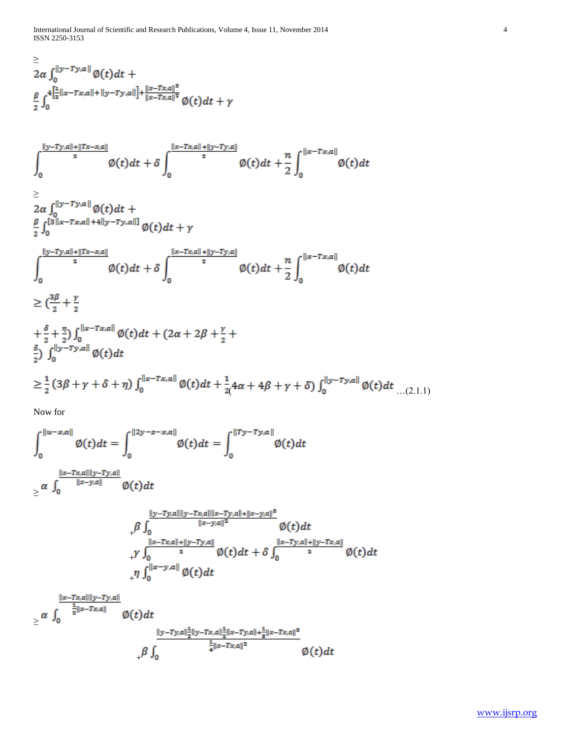$$\geq$$

$$2\alpha \int_0^{\|y-Ty,a\|} \emptyset(t)dt + \frac{\beta}{2}\int_0^{4\left[\frac{1}{2}\|x-Tx,a\|+\|y-Ty,a\|\right]+\frac{\|x-Tx,a\|^3}{\|x-Tx,a\|^2}} \emptyset(t)dt + \gamma$$

$$\int_0^{\frac{\|y-Ty,a\|+\|Tx-x,a\|}{2}} \emptyset(t)dt + \delta\int_0^{\frac{\|x-Tx,a\|+\|y-Ty,a\|}{2}} \emptyset(t)dt + \frac{\eta}{2}\int_0^{\|x-Tx,a\|} \emptyset(t)dt$$

$$\geq$$

$$2\alpha \int_0^{\|y-Ty,a\|} \emptyset(t)dt + \frac{\beta}{2}\int_0^{[3\|x-Tx,a\|+4\|y-Ty,a\|]} \emptyset(t)dt + \gamma$$

$$\int_0^{\frac{\|y-Ty,a\|+\|Tx-x,a\|}{2}} \emptyset(t)dt + \delta\int_0^{\frac{\|x-Tx,a\|+\|y-Ty,a\|}{2}} \emptyset(t)dt + \frac{\eta}{2}\int_0^{\|x-Tx,a\|} \emptyset(t)dt$$

$$\geq \left(\frac{3\beta}{2} + \frac{\gamma}{2} + \frac{\delta}{2} + \frac{\eta}{2}\right)\int_0^{\|x-Tx,a\|} \emptyset(t)dt + \left(2\alpha + 2\beta + \frac{\gamma}{2} + \frac{\delta}{2}\right)\int_0^{\|y-Ty,a\|} \emptyset(t)dt$$

$$\geq \frac{1}{2}(3\beta+\gamma+\delta+\eta)\int_0^{\|x-Tx,a\|} \emptyset(t)dt + \frac{1}{2}(4\alpha+4\beta+\gamma+\delta)\int_0^{\|y-Ty,a\|} \emptyset(t)dt \quad \ldots(2.1.1)$$

Now for

$$\int_0^{\|u-x,a\|} \emptyset(t)dt = \int_0^{\|2y-z-x,a\|} \emptyset(t)dt = \int_0^{\|Ty-Ty,a\|} \emptyset(t)dt$$

$$\geq \alpha \int_0^{\frac{\|x-Tx,a\|\|y-Ty,a\|}{\|x-y,a\|}} \emptyset(t)dt$$

$$+\beta \int_0^{\frac{\|y-Ty,a\|\|y-Tx,a\|\|x-Ty,a\|+\|x-y,a\|^3}{\|x-y,a\|^2}} \emptyset(t)dt$$

$$+\gamma \int_0^{\frac{\|x-Tx,a\|+\|y-Ty,a\|}{2}} \emptyset(t)dt + \delta\int_0^{\frac{\|x-Ty,a\|+\|y-Tx,a\|}{2}} \emptyset(t)dt$$

$$+\eta \int_0^{\|x-y,a\|} \emptyset(t)dt$$

$$\geq \alpha \int_0^{\frac{\|x-Tx,a\|\|y-Ty,a\|}{\frac{1}{2}\|x-Tx,a\|}} \emptyset(t)dt$$

$$+\beta \int_0^{\frac{\|y-Ty,a\|\frac{1}{2}\|y-Tx,a\|\frac{1}{2}\|x-Ty,a\|+\frac{1}{8}\|x-Tx,a\|^3}{\frac{1}{4}\|x-Tx,a\|^2}} \emptyset(t)dt$$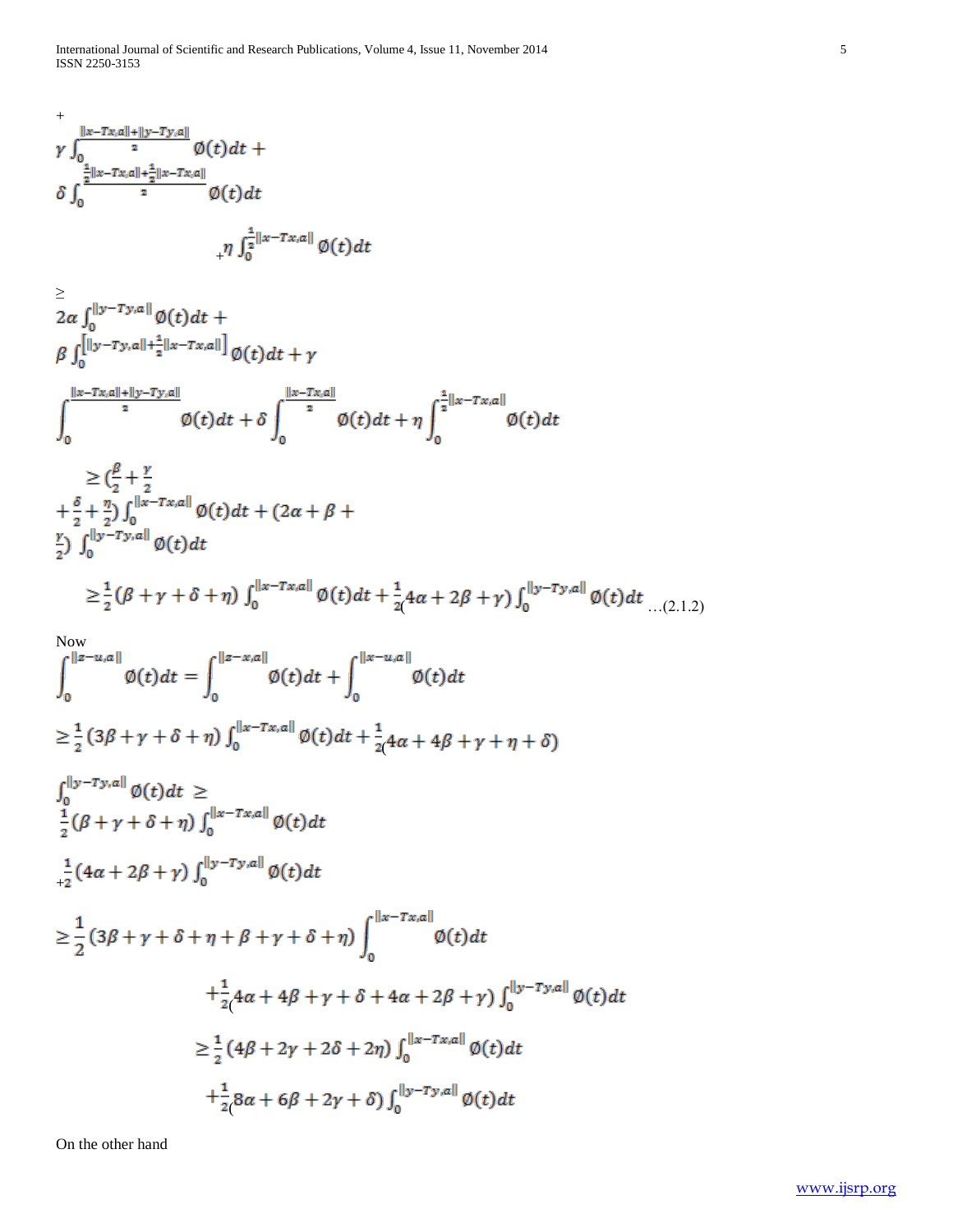$$+\ \gamma \int_0^{\frac{\|x-Tx,a\|+\|y-Ty,a\|}{2}} \phi(t)dt + \delta \int_0^{\frac{\frac{1}{2}\|x-Tx,a\|+\frac{1}{2}\|x-Tx,a\|}{2}} \phi(t)dt$$

$$+\eta \int_0^{\frac{1}{2}\|x-Tx,a\|} \phi(t)dt$$

$$\geq 2\alpha \int_0^{\|y-Ty,a\|} \phi(t)dt + \beta \int_0^{\left[\|y-Ty,a\|+\frac{1}{2}\|x-Tx,a\|\right]} \phi(t)dt + \gamma \int_0^{\frac{\|x-Tx,a\|+\|y-Ty,a\|}{2}} \phi(t)dt + \delta \int_0^{\frac{\|x-Tx,a\|}{2}} \phi(t)dt + \eta \int_0^{\frac{1}{2}\|x-Tx,a\|} \phi(t)dt$$

$$\geq \left(\frac{\beta}{2} + \frac{\gamma}{2} + \frac{\delta}{2} + \frac{\eta}{2}\right) \int_0^{\|x-Tx,a\|} \phi(t)dt + \left(2\alpha + \beta + \frac{\gamma}{2}\right) \int_0^{\|y-Ty,a\|} \phi(t)dt$$

$$\geq \frac{1}{2}(\beta+\gamma+\delta+\eta) \int_0^{\|x-Tx,a\|} \phi(t)dt + \frac{1}{2}(4\alpha+2\beta+\gamma) \int_0^{\|y-Ty,a\|} \phi(t)dt \quad \ldots(2.1.2)$$

Now

$$\int_0^{\|z-u,a\|} \phi(t)dt = \int_0^{\|z-x,a\|} \phi(t)dt + \int_0^{\|x-u,a\|} \phi(t)dt$$

$$\geq \frac{1}{2}(3\beta+\gamma+\delta+\eta) \int_0^{\|x-Tx,a\|} \phi(t)dt + \frac{1}{2}(4\alpha+4\beta+\gamma+\eta+\delta) \int_0^{\|y-Ty,a\|} \phi(t)dt \geq \frac{1}{2}(\beta+\gamma+\delta+\eta) \int_0^{\|x-Tx,a\|} \phi(t)dt$$

$$+\frac{1}{2}(4\alpha+2\beta+\gamma) \int_0^{\|y-Ty,a\|} \phi(t)dt$$

$$\geq \frac{1}{2}(3\beta+\gamma+\delta+\eta+\beta+\gamma+\delta+\eta) \int_0^{\|x-Tx,a\|} \phi(t)dt$$

$$+\frac{1}{2}(4\alpha+4\beta+\gamma+\delta+4\alpha+2\beta+\gamma) \int_0^{\|y-Ty,a\|} \phi(t)dt$$

$$\geq \frac{1}{2}(4\beta+2\gamma+2\delta+2\eta) \int_0^{\|x-Tx,a\|} \phi(t)dt$$

$$+\frac{1}{2}(8\alpha+6\beta+2\gamma+\delta) \int_0^{\|y-Ty,a\|} \phi(t)dt$$

On the other hand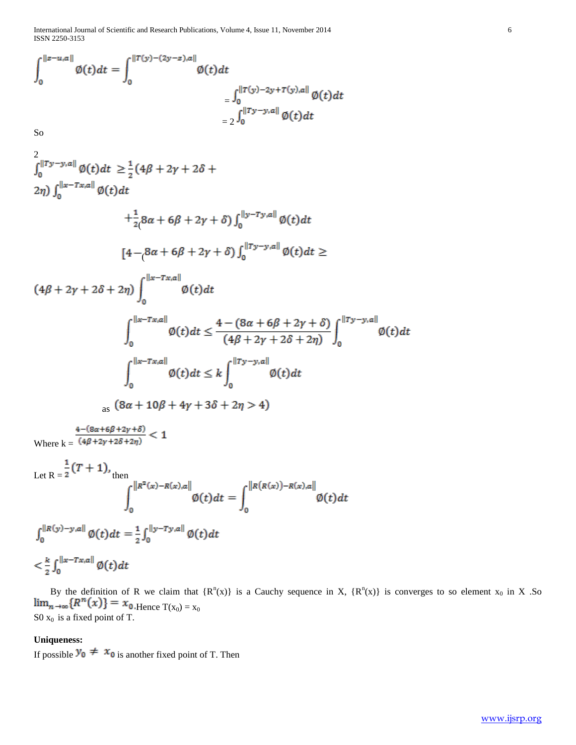$$\int_0^{\|z-u,a\|} \emptyset(t)dt = \int_0^{\|T(y)-(2y-z),a\|} \emptyset(t)dt$$

$$= \int_0^{\|T(y)-2y+T(y),a\|} \emptyset(t)dt$$

$$= 2\int_0^{\|Ty-y,a\|} \emptyset(t)dt$$

So

$$2\int_0^{\|Ty-y,a\|} \emptyset(t)dt \geq \frac{1}{2}(4\beta + 2\gamma + 2\delta + 2\eta)\int_0^{\|x-Tx,a\|} \emptyset(t)dt$$

$$+\frac{1}{2}(8\alpha + 6\beta + 2\gamma + \delta)\int_0^{\|y-Ty,a\|} \emptyset(t)dt$$

$$[4-(8\alpha + 6\beta + 2\gamma + \delta)\int_0^{\|Ty-y,a\|} \emptyset(t)dt \geq$$

$$(4\beta + 2\gamma + 2\delta + 2\eta)\int_0^{\|x-Tx,a\|} \emptyset(t)dt$$

$$\int_0^{\|x-Tx,a\|} \emptyset(t)dt \leq \frac{4-(8\alpha + 6\beta + 2\gamma + \delta)}{(4\beta + 2\gamma + 2\delta + 2\eta)}\int_0^{\|Ty-y,a\|} \emptyset(t)dt$$

$$\int_0^{\|x-Tx,a\|} \emptyset(t)dt \leq k\int_0^{\|Ty-y,a\|} \emptyset(t)dt$$

as $(8\alpha + 10\beta + 4\gamma + 3\delta + 2\eta > 4)$

Where k = $\frac{4-(8\alpha+6\beta+2\gamma+\delta)}{(4\beta+2\gamma+2\delta+2\eta)} < 1$

Let R = $\frac{1}{2}(T+1)$, then

$$\int_0^{\|R^2(x)-R(x),a\|} \emptyset(t)dt = \int_0^{\|R(R(x))-R(x),a\|} \emptyset(t)dt$$

$$\int_0^{\|R(y)-y,a\|} \emptyset(t)dt = \frac{1}{2}\int_0^{\|y-Ty,a\|} \emptyset(t)dt$$

$$< \frac{k}{2}\int_0^{\|x-Tx,a\|} \emptyset(t)dt$$

By the definition of R we claim that $\{R^n(x)\}$ is a Cauchy sequence in X, $\{R^n(x)\}$ is converges to so element $x_0$ in X .So $\lim_{n\to\infty}\{R^n(x)\} = x_0$. Hence $T(x_0) = x_0$
S0 $x_0$ is a fixed point of T.

**Uniqueness:**

If possible $y_0 \neq x_0$ is another fixed point of T. Then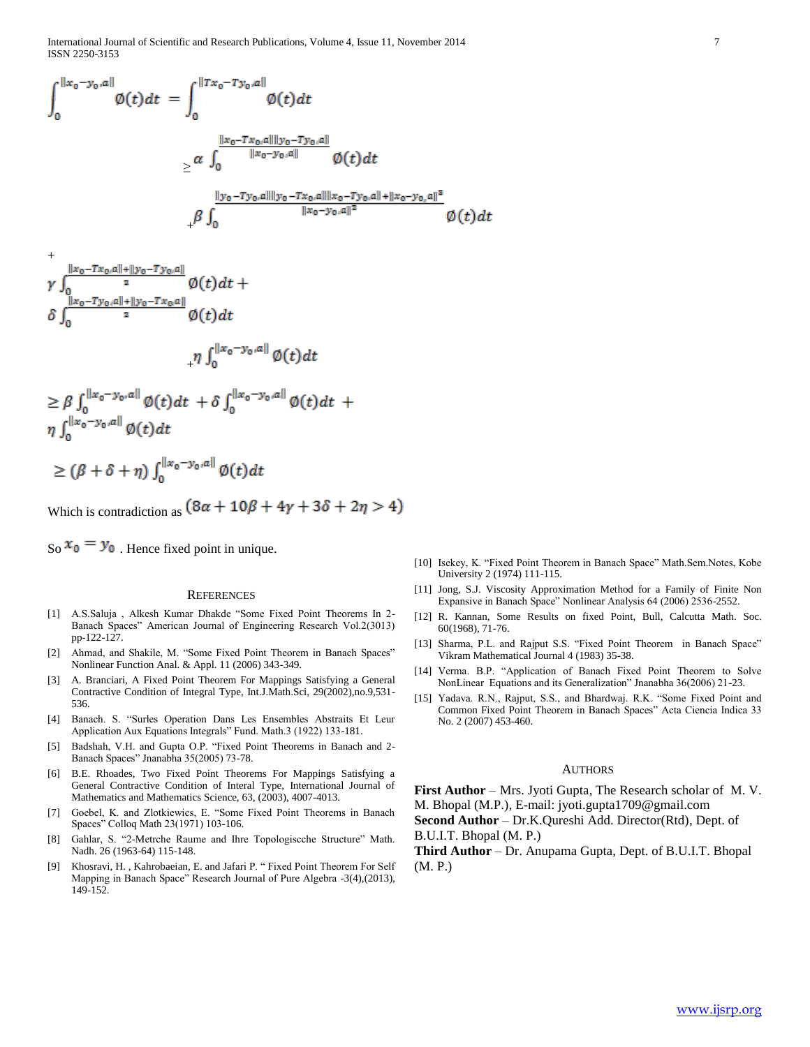$$\int_0^{\|x_0-y_0,a\|} \phi(t)dt = \int_0^{\|Tx_0-Ty_0,a\|} \phi(t)dt$$

$$\geq \alpha \int_0^{\frac{\|x_0-Tx_0,a\|\|y_0-Ty_0,a\|}{\|x_0-y_0,a\|}} \phi(t)dt$$

$$+ \beta \int_0^{\frac{\|y_0-Ty_0,a\|\|y_0-Tx_0,a\|\|x_0-Ty_0,a\|+\|x_0-y_0,a\|^3}{\|x_0-y_0,a\|^2}} \phi(t)dt$$

$$+ \gamma \int_0^{\frac{\|x_0-Tx_0,a\|+\|y_0-Ty_0,a\|}{2}} \phi(t)dt + \delta \int_0^{\frac{\|x_0-Ty_0,a\|+\|y_0-Tx_0,a\|}{2}} \phi(t)dt$$

$$+ \eta \int_0^{\|x_0-y_0,a\|} \phi(t)dt$$

$$\geq \beta \int_0^{\|x_0-y_0,a\|} \phi(t)dt + \delta \int_0^{\|x_0-y_0,a\|} \phi(t)dt + \eta \int_0^{\|x_0-y_0,a\|} \phi(t)dt$$

$$\geq (\beta+\delta+\eta) \int_0^{\|x_0-y_0,a\|} \phi(t)dt$$

Which is contradiction as $(8\alpha + 10\beta + 4\gamma + 3\delta + 2\eta > 4)$

So $x_0 = y_0$ . Hence fixed point in unique.

## References

[1] A.S.Saluja , Alkesh Kumar Dhakde "Some Fixed Point Theorems In 2-Banach Spaces" American Journal of Engineering Research Vol.2(3013) pp-122-127.

[2] Ahmad, and Shakile, M. "Some Fixed Point Theorem in Banach Spaces" Nonlinear Function Anal. & Appl. 11 (2006) 343-349.

[3] A. Branciari, A Fixed Point Theorem For Mappings Satisfying a General Contractive Condition of Integral Type, Int.J.Math.Sci, 29(2002),no.9,531-536.

[4] Banach. S. "Surles Operation Dans Les Ensembles Abstraits Et Leur Application Aux Equations Integrals" Fund. Math.3 (1922) 133-181.

[5] Badshah, V.H. and Gupta O.P. "Fixed Point Theorems in Banach and 2-Banach Spaces" Jnanabha 35(2005) 73-78.

[6] B.E. Rhoades, Two Fixed Point Theorems For Mappings Satisfying a General Contractive Condition of Interal Type, International Journal of Mathematics and Mathematics Science, 63, (2003), 4007-4013.

[7] Goebel, K. and Zlotkiewics, E. "Some Fixed Point Theorems in Banach Spaces" Colloq Math 23(1971) 103-106.

[8] Gahlar, S. "2-Metrche Raume and Ihre Topologiscche Structure" Math. Nadh. 26 (1963-64) 115-148.

[9] Khosravi, H. , Kahrobaeian, E. and Jafari P. " Fixed Point Theorem For Self Mapping in Banach Space" Research Journal of Pure Algebra -3(4),(2013), 149-152.

[10] Isekey, K. "Fixed Point Theorem in Banach Space" Math.Sem.Notes, Kobe University 2 (1974) 111-115.

[11] Jong, S.J. Viscosity Approximation Method for a Family of Finite Non Expansive in Banach Space" Nonlinear Analysis 64 (2006) 2536-2552.

[12] R. Kannan, Some Results on fixed Point, Bull, Calcutta Math. Soc. 60(1968), 71-76.

[13] Sharma, P.L. and Rajput S.S. "Fixed Point Theorem in Banach Space" Vikram Mathematical Journal 4 (1983) 35-38.

[14] Verma. B.P. "Application of Banach Fixed Point Theorem to Solve NonLinear Equations and its Generalization" Jnanabha 36(2006) 21-23.

[15] Yadava. R.N., Rajput, S.S., and Bhardwaj. R.K. "Some Fixed Point and Common Fixed Point Theorem in Banach Spaces" Acta Ciencia Indica 33 No. 2 (2007) 453-460.

## Authors

**First Author** – Mrs. Jyoti Gupta, The Research scholar of M. V. M. Bhopal (M.P.), E-mail: jyoti.gupta1709@gmail.com

**Second Author** – Dr.K.Qureshi Add. Director(Rtd), Dept. of B.U.I.T. Bhopal (M. P.)

**Third Author** – Dr. Anupama Gupta, Dept. of B.U.I.T. Bhopal (M. P.)